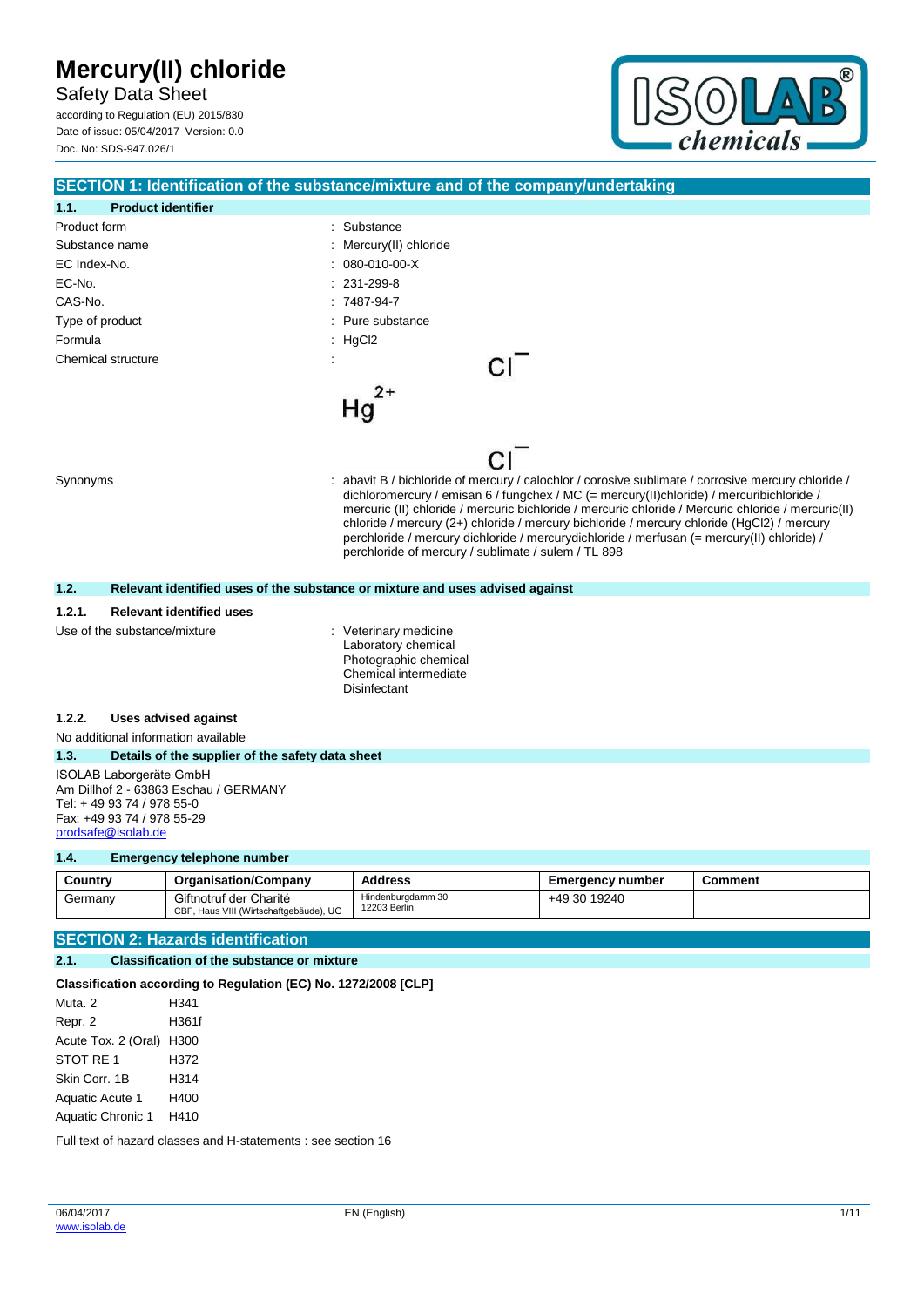# Mercury(II) chloride

Safety Data Sheet

according to Regulation (EU) 2015/830

Date of issue: 05/04/2017 Version: 0.0

Doc. No: SDS-947.026/1

## SECTION 1: Identification of the substance/mixture and of the company/undertaking

### 1.1. Product identifier

Product form : Substance

Substance name : Mercury(II) chloride

EC Index-No. : 080-010-00-X

EC-No. : 231-299-8

CAS-No. : 7487-94-7

Type of product : Pure substance

Formula : $HgCl_2$

Chemical structure :

$$Cl^{-} \quad Hg^{2+} \quad Cl^{-}$$

Synonyms : abavit B / bichloride of mercury / calochlor / corosive sublimate / corrosive mercury chloride / dichloromercury / emisan 6 / fungchex / MC (= mercury(II)chloride) / mercuribichloride / mercuric (II) chloride / mercuric bichloride / mercuric chloride / Mercuric chloride / mercuric(II) chloride / mercury (2+) chloride / mercury bichloride / mercury chloride (HgCl2) / mercury perchloride / mercury dichloride / mercurydichloride / merfusan (= mercury(II) chloride) / perchloride of mercury / sublimate / sulem / TL 898

### 1.2. Relevant identified uses of the substance or mixture and uses advised against

#### 1.2.1. Relevant identified uses

Use of the substance/mixture : Veterinary medicine
Laboratory chemical
Photographic chemical
Chemical intermediate
Disinfectant

#### 1.2.2. Uses advised against

No additional information available

### 1.3. Details of the supplier of the safety data sheet

ISOLAB Laborgeräte GmbH
Am Dillhof 2 - 63863 Eschau / GERMANY
Tel: + 49 93 74 / 978 55-0
Fax: +49 93 74 / 978 55-29
prodsafe@isolab.de

### 1.4. Emergency telephone number

| Country | Organisation/Company | Address | Emergency number | Comment |
|---|---|---|---|---|
| Germany | Giftnotruf der Charité CBF, Haus VIII (Wirtschaftgebäude), UG | Hindenburgdamm 30 12203 Berlin | +49 30 19240 | |

## SECTION 2: Hazards identification

### 2.1. Classification of the substance or mixture

**Classification according to Regulation (EC) No. 1272/2008 [CLP]**

| | |
|---|---|
| Muta. 2 | H341 |
| Repr. 2 | H361f |
| Acute Tox. 2 (Oral) | H300 |
| STOT RE 1 | H372 |
| Skin Corr. 1B | H314 |
| Aquatic Acute 1 | H400 |
| Aquatic Chronic 1 | H410 |

Full text of hazard classes and H-statements : see section 16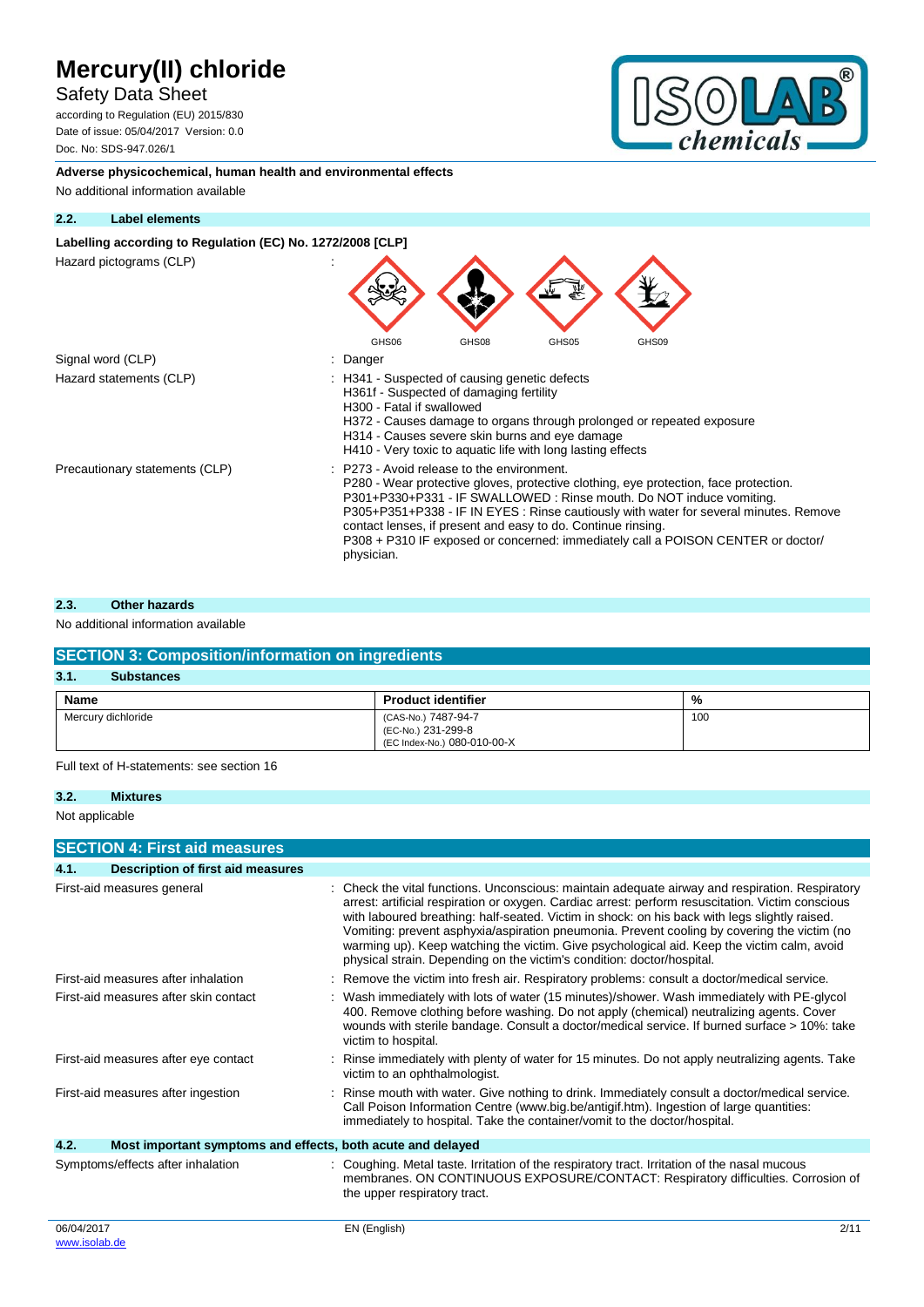**Adverse physicochemical, human health and environmental effects**

No additional information available

### 2.2. Label elements

**Labelling according to Regulation (EC) No. 1272/2008 [CLP]**

Hazard pictograms (CLP) :

GHS06 GHS08 GHS05 GHS09

Signal word (CLP) : Danger

Hazard statements (CLP) : H341 - Suspected of causing genetic defects
H361f - Suspected of damaging fertility
H300 - Fatal if swallowed
H372 - Causes damage to organs through prolonged or repeated exposure
H314 - Causes severe skin burns and eye damage
H410 - Very toxic to aquatic life with long lasting effects

Precautionary statements (CLP) : P273 - Avoid release to the environment.
P280 - Wear protective gloves, protective clothing, eye protection, face protection.
P301+P330+P331 - IF SWALLOWED : Rinse mouth. Do NOT induce vomiting.
P305+P351+P338 - IF IN EYES : Rinse cautiously with water for several minutes. Remove contact lenses, if present and easy to do. Continue rinsing.
P308 + P310 IF exposed or concerned: immediately call a POISON CENTER or doctor/ physician.

### 2.3. Other hazards

No additional information available

## SECTION 3: Composition/information on ingredients

### 3.1. Substances

| Name | Product identifier | % |
|---|---|---|
| Mercury dichloride | (CAS-No.) 7487-94-7<br>(EC-No.) 231-299-8<br>(EC Index-No.) 080-010-00-X | 100 |

Full text of H-statements: see section 16

### 3.2. Mixtures

Not applicable

## SECTION 4: First aid measures

### 4.1. Description of first aid measures

First-aid measures general : Check the vital functions. Unconscious: maintain adequate airway and respiration. Respiratory arrest: artificial respiration or oxygen. Cardiac arrest: perform resuscitation. Victim conscious with laboured breathing: half-seated. Victim in shock: on his back with legs slightly raised. Vomiting: prevent asphyxia/aspiration pneumonia. Prevent cooling by covering the victim (no warming up). Keep watching the victim. Give psychological aid. Keep the victim calm, avoid physical strain. Depending on the victim's condition: doctor/hospital.

First-aid measures after inhalation : Remove the victim into fresh air. Respiratory problems: consult a doctor/medical service.

First-aid measures after skin contact : Wash immediately with lots of water (15 minutes)/shower. Wash immediately with PE-glycol 400. Remove clothing before washing. Do not apply (chemical) neutralizing agents. Cover wounds with sterile bandage. Consult a doctor/medical service. If burned surface > 10%: take victim to hospital.

First-aid measures after eye contact : Rinse immediately with plenty of water for 15 minutes. Do not apply neutralizing agents. Take victim to an ophthalmologist.

First-aid measures after ingestion : Rinse mouth with water. Give nothing to drink. Immediately consult a doctor/medical service. Call Poison Information Centre (www.big.be/antigif.htm). Ingestion of large quantities: immediately to hospital. Take the container/vomit to the doctor/hospital.

### 4.2. Most important symptoms and effects, both acute and delayed

Symptoms/effects after inhalation : Coughing. Metal taste. Irritation of the respiratory tract. Irritation of the nasal mucous membranes. ON CONTINUOUS EXPOSURE/CONTACT: Respiratory difficulties. Corrosion of the upper respiratory tract.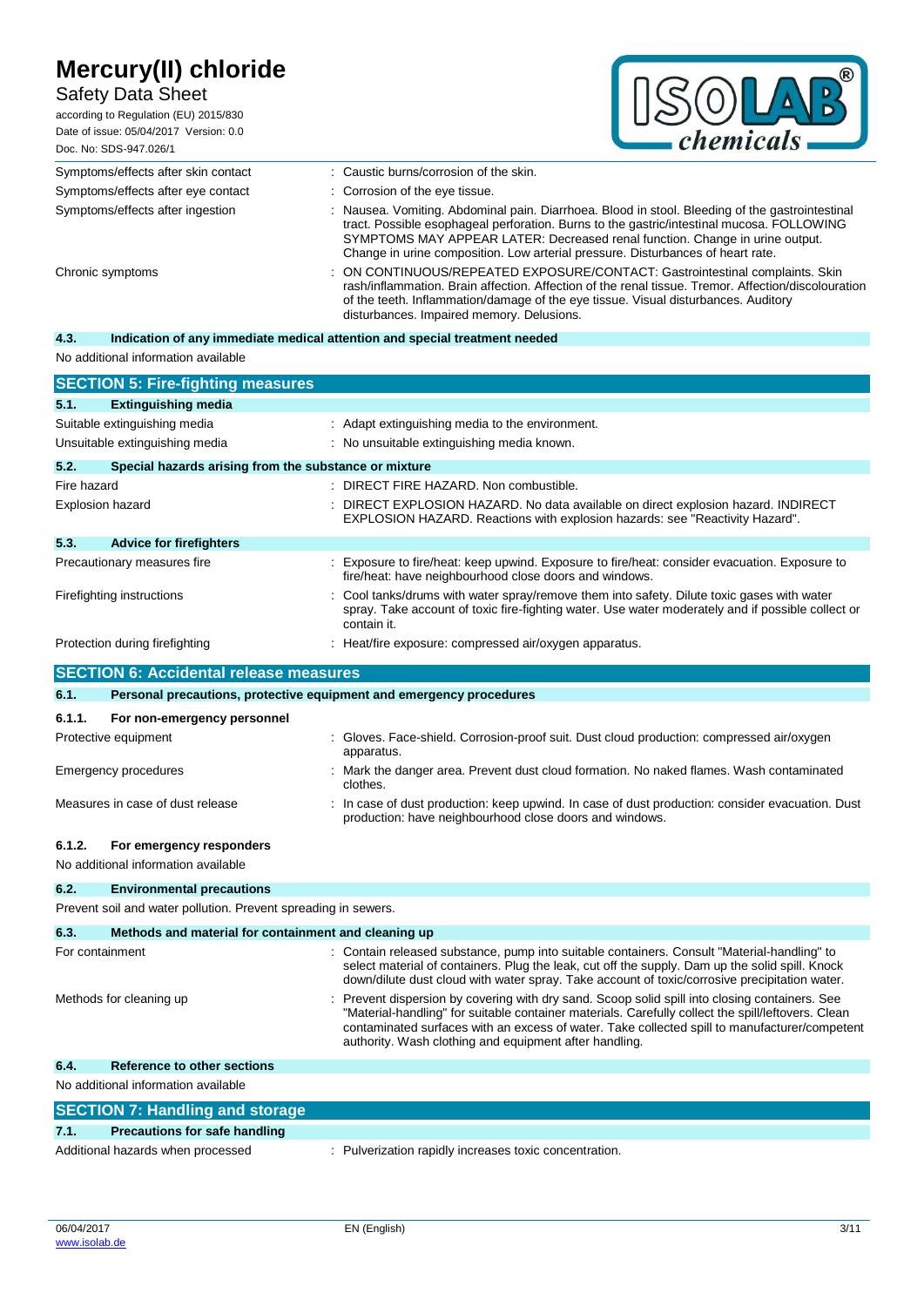| | |
|---|---|
| Symptoms/effects after skin contact | : Caustic burns/corrosion of the skin. |
| Symptoms/effects after eye contact | : Corrosion of the eye tissue. |
| Symptoms/effects after ingestion | : Nausea. Vomiting. Abdominal pain. Diarrhoea. Blood in stool. Bleeding of the gastrointestinal tract. Possible esophageal perforation. Burns to the gastric/intestinal mucosa. FOLLOWING SYMPTOMS MAY APPEAR LATER: Decreased renal function. Change in urine output. Change in urine composition. Low arterial pressure. Disturbances of heart rate. |
| Chronic symptoms | : ON CONTINUOUS/REPEATED EXPOSURE/CONTACT: Gastrointestinal complaints. Skin rash/inflammation. Brain affection. Affection of the renal tissue. Tremor. Affection/discolouration of the teeth. Inflammation/damage of the eye tissue. Visual disturbances. Auditory disturbances. Impaired memory. Delusions. |

### 4.3. Indication of any immediate medical attention and special treatment needed

No additional information available

## SECTION 5: Fire-fighting measures

### 5.1. Extinguishing media

| | |
|---|---|
| Suitable extinguishing media | : Adapt extinguishing media to the environment. |
| Unsuitable extinguishing media | : No unsuitable extinguishing media known. |

### 5.2. Special hazards arising from the substance or mixture

| | |
|---|---|
| Fire hazard | : DIRECT FIRE HAZARD. Non combustible. |
| Explosion hazard | : DIRECT EXPLOSION HAZARD. No data available on direct explosion hazard. INDIRECT EXPLOSION HAZARD. Reactions with explosion hazards: see "Reactivity Hazard". |

### 5.3. Advice for firefighters

| | |
|---|---|
| Precautionary measures fire | : Exposure to fire/heat: keep upwind. Exposure to fire/heat: consider evacuation. Exposure to fire/heat: have neighbourhood close doors and windows. |
| Firefighting instructions | : Cool tanks/drums with water spray/remove them into safety. Dilute toxic gases with water spray. Take account of toxic fire-fighting water. Use water moderately and if possible collect or contain it. |
| Protection during firefighting | : Heat/fire exposure: compressed air/oxygen apparatus. |

## SECTION 6: Accidental release measures

### 6.1. Personal precautions, protective equipment and emergency procedures

#### 6.1.1. For non-emergency personnel

| | |
|---|---|
| Protective equipment | : Gloves. Face-shield. Corrosion-proof suit. Dust cloud production: compressed air/oxygen apparatus. |
| Emergency procedures | : Mark the danger area. Prevent dust cloud formation. No naked flames. Wash contaminated clothes. |
| Measures in case of dust release | : In case of dust production: keep upwind. In case of dust production: consider evacuation. Dust production: have neighbourhood close doors and windows. |

#### 6.1.2. For emergency responders

No additional information available

### 6.2. Environmental precautions

Prevent soil and water pollution. Prevent spreading in sewers.

### 6.3. Methods and material for containment and cleaning up

| | |
|---|---|
| For containment | : Contain released substance, pump into suitable containers. Consult "Material-handling" to select material of containers. Plug the leak, cut off the supply. Dam up the solid spill. Knock down/dilute dust cloud with water spray. Take account of toxic/corrosive precipitation water. |
| Methods for cleaning up | : Prevent dispersion by covering with dry sand. Scoop solid spill into closing containers. See "Material-handling" for suitable container materials. Carefully collect the spill/leftovers. Clean contaminated surfaces with an excess of water. Take collected spill to manufacturer/competent authority. Wash clothing and equipment after handling. |

### 6.4. Reference to other sections

No additional information available

## SECTION 7: Handling and storage

### 7.1. Precautions for safe handling

| | |
|---|---|
| Additional hazards when processed | : Pulverization rapidly increases toxic concentration. |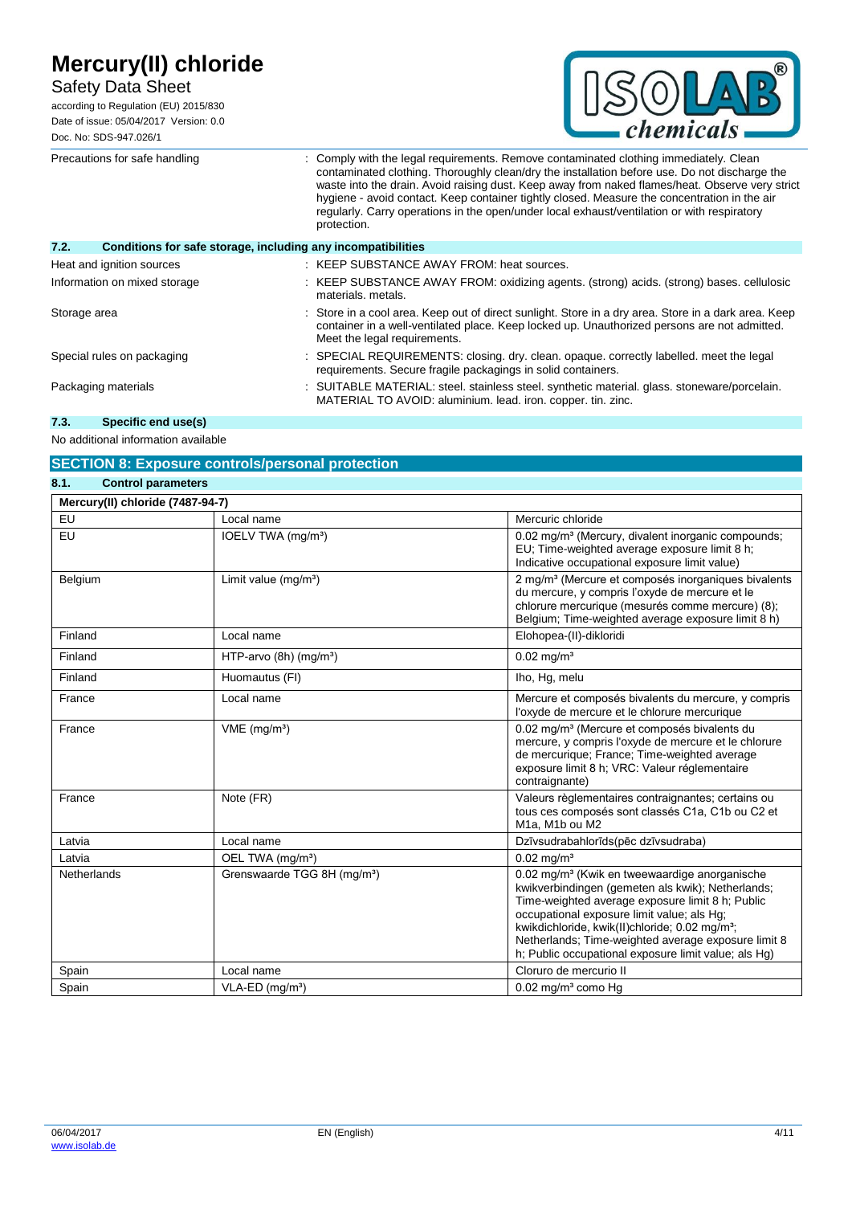| | |
|---|---|
| Precautions for safe handling | : Comply with the legal requirements. Remove contaminated clothing immediately. Clean contaminated clothing. Thoroughly clean/dry the installation before use. Do not discharge the waste into the drain. Avoid raising dust. Keep away from naked flames/heat. Observe very strict hygiene - avoid contact. Keep container tightly closed. Measure the concentration in the air regularly. Carry operations in the open/under local exhaust/ventilation or with respiratory protection. |

### 7.2. Conditions for safe storage, including any incompatibilities

| | |
|---|---|
| Heat and ignition sources | : KEEP SUBSTANCE AWAY FROM: heat sources. |
| Information on mixed storage | : KEEP SUBSTANCE AWAY FROM: oxidizing agents. (strong) acids. (strong) bases. cellulosic materials. metals. |
| Storage area | : Store in a cool area. Keep out of direct sunlight. Store in a dry area. Store in a dark area. Keep container in a well-ventilated place. Keep locked up. Unauthorized persons are not admitted. Meet the legal requirements. |
| Special rules on packaging | : SPECIAL REQUIREMENTS: closing. dry. clean. opaque. correctly labelled. meet the legal requirements. Secure fragile packagings in solid containers. |
| Packaging materials | : SUITABLE MATERIAL: steel. stainless steel. synthetic material. glass. stoneware/porcelain. MATERIAL TO AVOID: aluminium. lead. iron. copper. tin. zinc. |

### 7.3. Specific end use(s)

No additional information available

## SECTION 8: Exposure controls/personal protection

### 8.1. Control parameters

| Mercury(II) chloride (7487-94-7) | | |
|---|---|---|
| EU | Local name | Mercuric chloride |
| EU | IOELV TWA (mg/m³) | 0.02 mg/m³ (Mercury, divalent inorganic compounds; EU; Time-weighted average exposure limit 8 h; Indicative occupational exposure limit value) |
| Belgium | Limit value (mg/m³) | 2 mg/m³ (Mercure et composés inorganiques bivalents du mercure, y compris l'oxyde de mercure et le chlorure mercurique (mesurés comme mercure) (8); Belgium; Time-weighted average exposure limit 8 h) |
| Finland | Local name | Elohopea-(II)-dikloridi |
| Finland | HTP-arvo (8h) (mg/m³) | 0.02 mg/m³ |
| Finland | Huomautus (FI) | Iho, Hg, melu |
| France | Local name | Mercure et composés bivalents du mercure, y compris l'oxyde de mercure et le chlorure mercurique |
| France | VME (mg/m³) | 0.02 mg/m³ (Mercure et composés bivalents du mercure, y compris l'oxyde de mercure et le chlorure de mercurique; France; Time-weighted average exposure limit 8 h; VRC: Valeur réglementaire contraignante) |
| France | Note (FR) | Valeurs règlementaires contraignantes; certains ou tous ces composés sont classés C1a, C1b ou C2 et M1a, M1b ou M2 |
| Latvia | Local name | Dzīvsudrabahlorīds(pēc dzīvsudraba) |
| Latvia | OEL TWA (mg/m³) | 0.02 mg/m³ |
| Netherlands | Grenswaarde TGG 8H (mg/m³) | 0.02 mg/m³ (Kwik en tweewaardige anorganische kwikverbindingen (gemeten als kwik); Netherlands; Time-weighted average exposure limit 8 h; Public occupational exposure limit value; als Hg; kwikdichloride, kwik(II)chloride; 0.02 mg/m³; Netherlands; Time-weighted average exposure limit 8 h; Public occupational exposure limit value; als Hg) |
| Spain | Local name | Cloruro de mercurio II |
| Spain | VLA-ED (mg/m³) | 0.02 mg/m³ como Hg |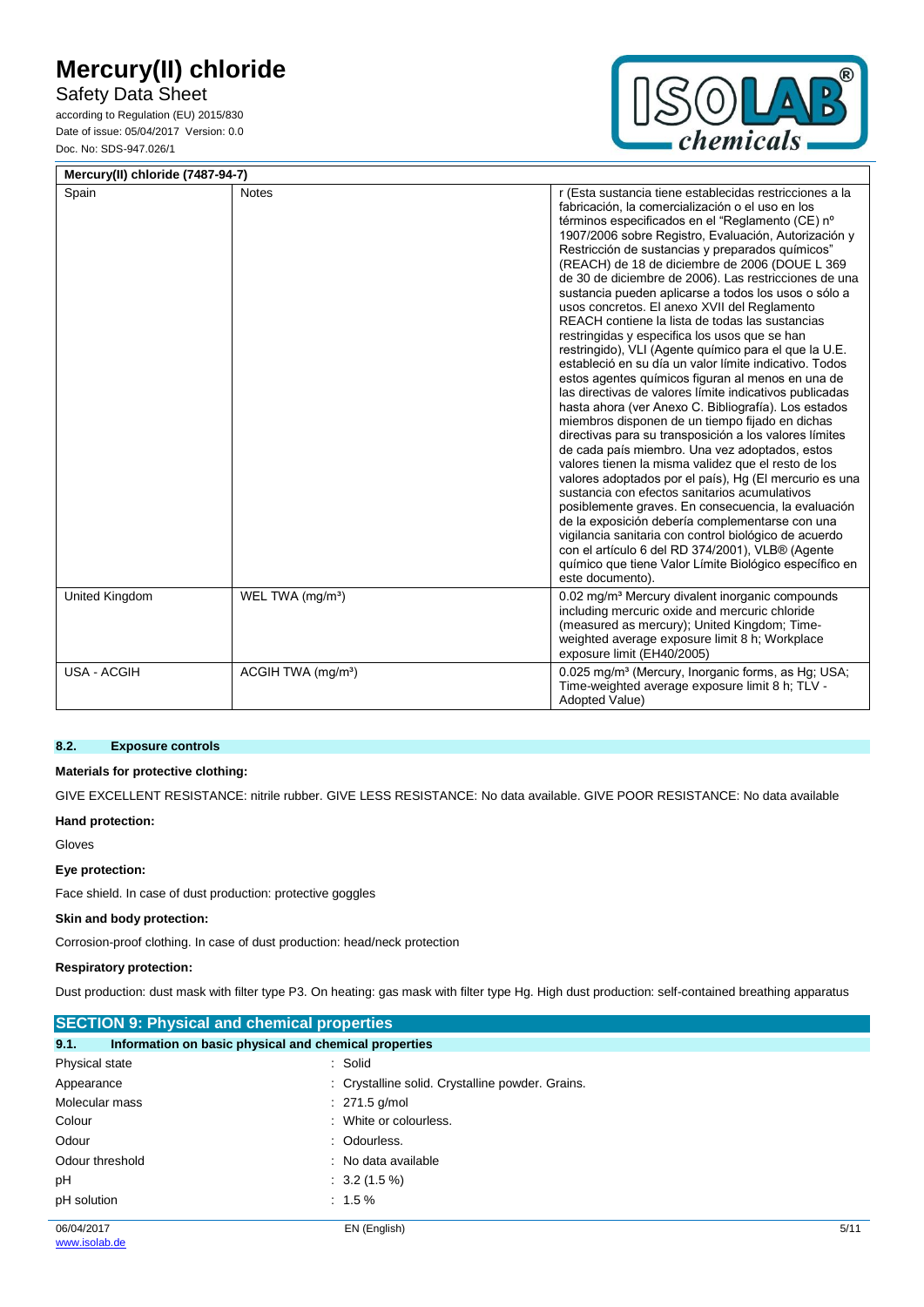| Mercury(II) chloride (7487-94-7) | | |
|---|---|---|
| Spain | Notes | r (Esta sustancia tiene establecidas restricciones a la fabricación, la comercialización o el uso en los términos especificados en el "Reglamento (CE) nº 1907/2006 sobre Registro, Evaluación, Autorización y Restricción de sustancias y preparados químicos" (REACH) de 18 de diciembre de 2006 (DOUE L 369 de 30 de diciembre de 2006). Las restricciones de una sustancia pueden aplicarse a todos los usos o sólo a usos concretos. El anexo XVII del Reglamento REACH contiene la lista de todas las sustancias restringidas y especifica los usos que se han restringido), VLI (Agente químico para el que la U.E. estableció en su día un valor límite indicativo. Todos estos agentes químicos figuran al menos en una de las directivas de valores límite indicativos publicadas hasta ahora (ver Anexo C. Bibliografía). Los estados miembros disponen de un tiempo fijado en dichas directivas para su transposición a los valores límites de cada país miembro. Una vez adoptados, estos valores tienen la misma validez que el resto de los valores adoptados por el país), Hg (El mercurio es una sustancia con efectos sanitarios acumulativos posiblemente graves. En consecuencia, la evaluación de la exposición debería complementarse con una vigilancia sanitaria con control biológico de acuerdo con el artículo 6 del RD 374/2001), VLB® (Agente químico que tiene Valor Límite Biológico específico en este documento). |
| United Kingdom | WEL TWA (mg/m³) | 0.02 mg/m³ Mercury divalent inorganic compounds including mercuric oxide and mercuric chloride (measured as mercury); United Kingdom; Time-weighted average exposure limit 8 h; Workplace exposure limit (EH40/2005) |
| USA - ACGIH | ACGIH TWA (mg/m³) | 0.025 mg/m³ (Mercury, Inorganic forms, as Hg; USA; Time-weighted average exposure limit 8 h; TLV - Adopted Value) |

### 8.2. Exposure controls

**Materials for protective clothing:**

GIVE EXCELLENT RESISTANCE: nitrile rubber. GIVE LESS RESISTANCE: No data available. GIVE POOR RESISTANCE: No data available

**Hand protection:**

Gloves

**Eye protection:**

Face shield. In case of dust production: protective goggles

**Skin and body protection:**

Corrosion-proof clothing. In case of dust production: head/neck protection

**Respiratory protection:**

Dust production: dust mask with filter type P3. On heating: gas mask with filter type Hg. High dust production: self-contained breathing apparatus

## SECTION 9: Physical and chemical properties

### 9.1. Information on basic physical and chemical properties

| | |
|---|---|
| Physical state | : Solid |
| Appearance | : Crystalline solid. Crystalline powder. Grains. |
| Molecular mass | : 271.5 g/mol |
| Colour | : White or colourless. |
| Odour | : Odourless. |
| Odour threshold | : No data available |
| pH | : 3.2 (1.5 %) |
| pH solution | : 1.5 % |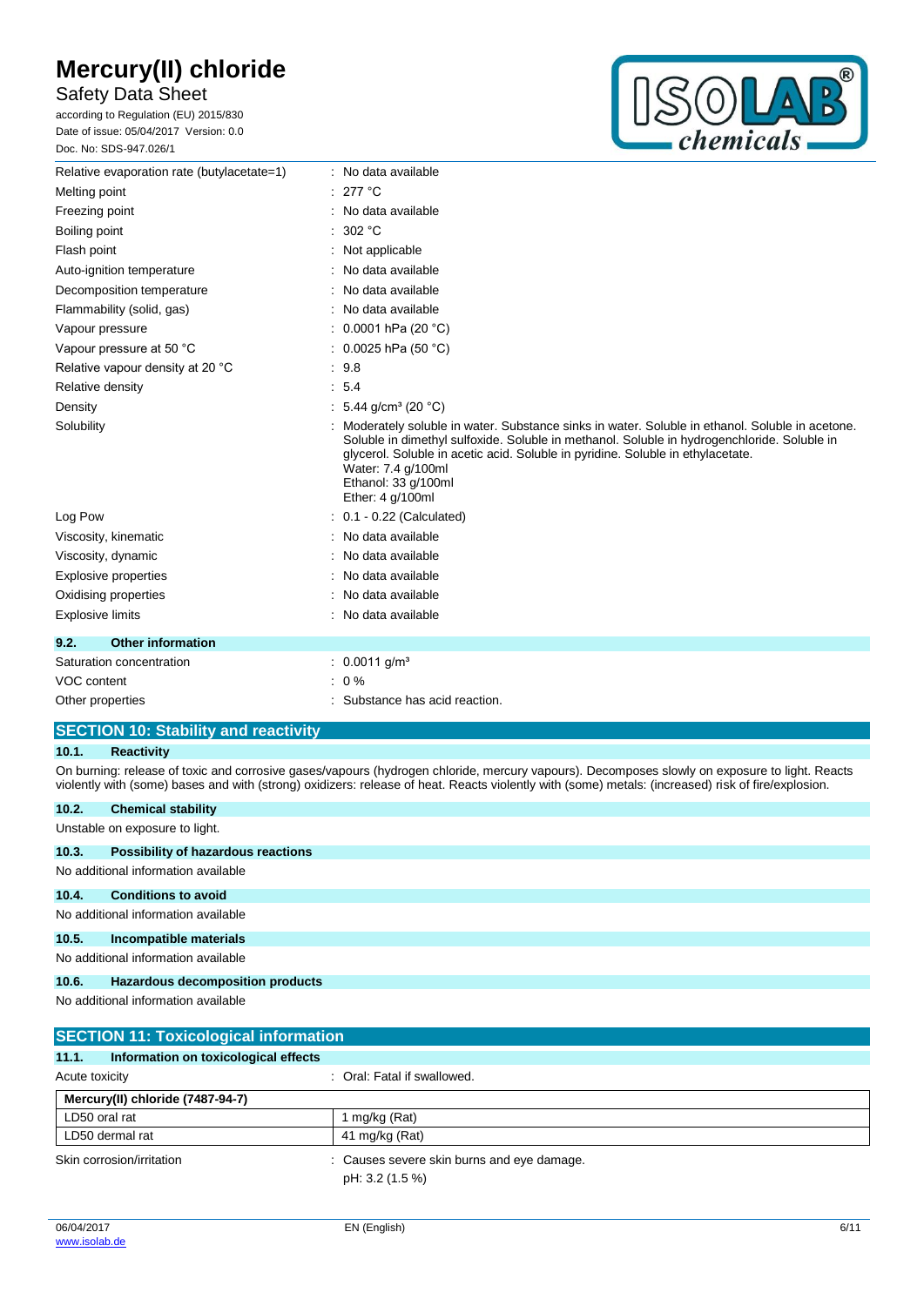| | |
|---|---|
| Relative evaporation rate (butylacetate=1) | : No data available |
| Melting point | : 277 °C |
| Freezing point | : No data available |
| Boiling point | : 302 °C |
| Flash point | : Not applicable |
| Auto-ignition temperature | : No data available |
| Decomposition temperature | : No data available |
| Flammability (solid, gas) | : No data available |
| Vapour pressure | : 0.0001 hPa (20 °C) |
| Vapour pressure at 50 °C | : 0.0025 hPa (50 °C) |
| Relative vapour density at 20 °C | : 9.8 |
| Relative density | : 5.4 |
| Density | : 5.44 g/cm³ (20 °C) |
| Solubility | : Moderately soluble in water. Substance sinks in water. Soluble in ethanol. Soluble in acetone. Soluble in dimethyl sulfoxide. Soluble in methanol. Soluble in hydrogenchloride. Soluble in glycerol. Soluble in acetic acid. Soluble in pyridine. Soluble in ethylacetate.<br>Water: 7.4 g/100ml<br>Ethanol: 33 g/100ml<br>Ether: 4 g/100ml |
| Log Pow | : 0.1 - 0.22 (Calculated) |
| Viscosity, kinematic | : No data available |
| Viscosity, dynamic | : No data available |
| Explosive properties | : No data available |
| Oxidising properties | : No data available |
| Explosive limits | : No data available |

### 9.2. Other information

| | |
|---|---|
| Saturation concentration | : 0.0011 g/m³ |
| VOC content | : 0 % |
| Other properties | : Substance has acid reaction. |

## SECTION 10: Stability and reactivity

### 10.1. Reactivity

On burning: release of toxic and corrosive gases/vapours (hydrogen chloride, mercury vapours). Decomposes slowly on exposure to light. Reacts violently with (some) bases and with (strong) oxidizers: release of heat. Reacts violently with (some) metals: (increased) risk of fire/explosion.

### 10.2. Chemical stability

Unstable on exposure to light.

### 10.3. Possibility of hazardous reactions

No additional information available

### 10.4. Conditions to avoid

No additional information available

### 10.5. Incompatible materials

No additional information available

### 10.6. Hazardous decomposition products

No additional information available

## SECTION 11: Toxicological information

### 11.1. Information on toxicological effects

Acute toxicity : Oral: Fatal if swallowed.

| Mercury(II) chloride (7487-94-7) | |
|---|---|
| LD50 oral rat | 1 mg/kg (Rat) |
| LD50 dermal rat | 41 mg/kg (Rat) |

Skin corrosion/irritation : Causes severe skin burns and eye damage.
pH: 3.2 (1.5 %)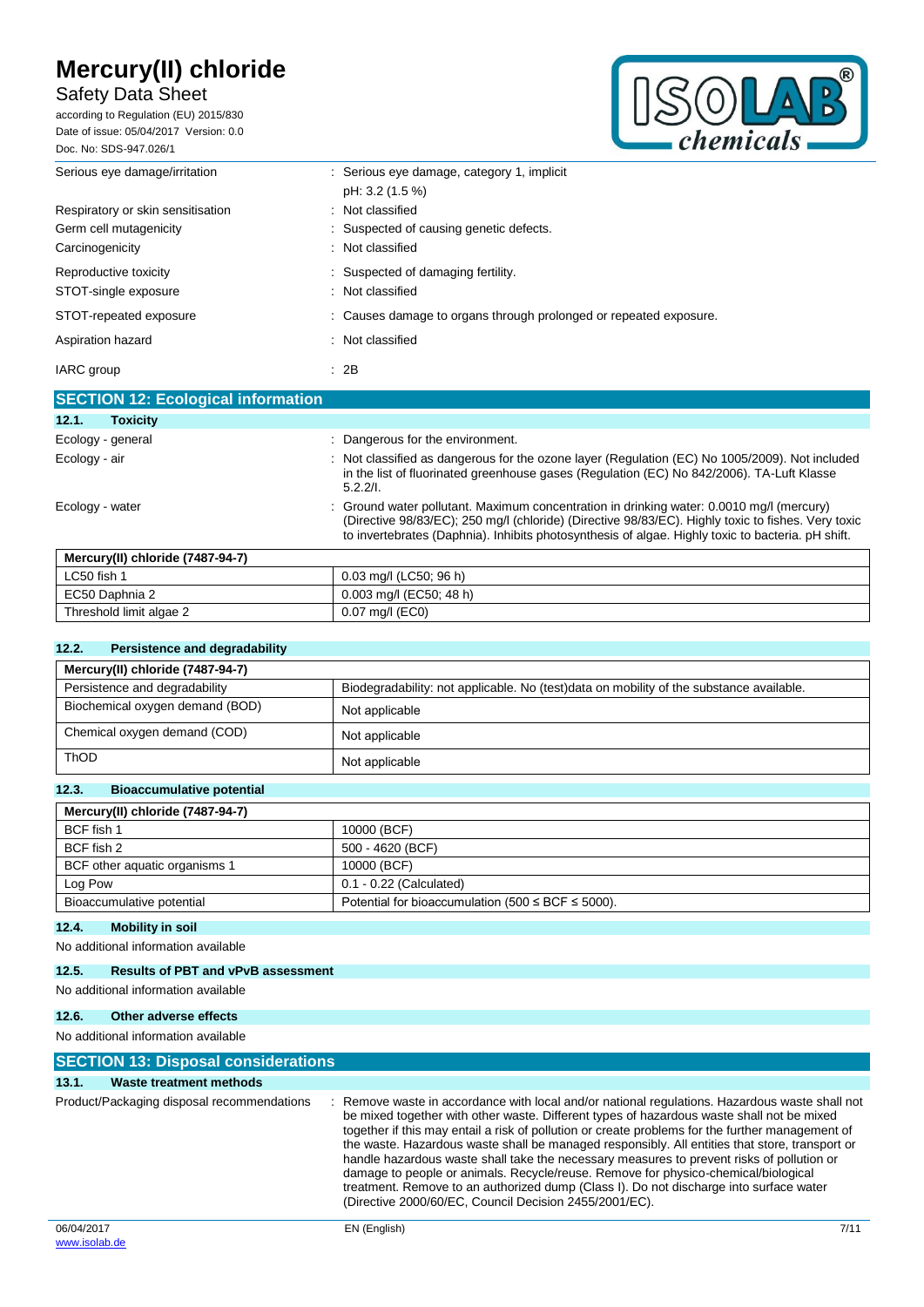| | |
|---|---|
| Serious eye damage/irritation | : Serious eye damage, category 1, implicit<br>pH: 3.2 (1.5 %) |
| Respiratory or skin sensitisation | : Not classified |
| Germ cell mutagenicity | : Suspected of causing genetic defects. |
| Carcinogenicity | : Not classified |
| Reproductive toxicity | : Suspected of damaging fertility. |
| STOT-single exposure | : Not classified |
| STOT-repeated exposure | : Causes damage to organs through prolonged or repeated exposure. |
| Aspiration hazard | : Not classified |
| IARC group | : 2B |

## SECTION 12: Ecological information

### 12.1. Toxicity

| | |
|---|---|
| Ecology - general | : Dangerous for the environment. |
| Ecology - air | : Not classified as dangerous for the ozone layer (Regulation (EC) No 1005/2009). Not included in the list of fluorinated greenhouse gases (Regulation (EC) No 842/2006). TA-Luft Klasse 5.2.2/I. |
| Ecology - water | : Ground water pollutant. Maximum concentration in drinking water: 0.0010 mg/l (mercury) (Directive 98/83/EC); 250 mg/l (chloride) (Directive 98/83/EC). Highly toxic to fishes. Very toxic to invertebrates (Daphnia). Inhibits photosynthesis of algae. Highly toxic to bacteria. pH shift. |

| Mercury(II) chloride (7487-94-7) | |
|---|---|
| LC50 fish 1 | 0.03 mg/l (LC50; 96 h) |
| EC50 Daphnia 2 | 0.003 mg/l (EC50; 48 h) |
| Threshold limit algae 2 | 0.07 mg/l (EC0) |

### 12.2. Persistence and degradability

| Mercury(II) chloride (7487-94-7) | |
|---|---|
| Persistence and degradability | Biodegradability: not applicable. No (test)data on mobility of the substance available. |
| Biochemical oxygen demand (BOD) | Not applicable |
| Chemical oxygen demand (COD) | Not applicable |
| ThOD | Not applicable |

### 12.3. Bioaccumulative potential

| Mercury(II) chloride (7487-94-7) | |
|---|---|
| BCF fish 1 | 10000 (BCF) |
| BCF fish 2 | 500 - 4620 (BCF) |
| BCF other aquatic organisms 1 | 10000 (BCF) |
| Log Pow | 0.1 - 0.22 (Calculated) |
| Bioaccumulative potential | Potential for bioaccumulation (500 ≤ BCF ≤ 5000). |

### 12.4. Mobility in soil

No additional information available

### 12.5. Results of PBT and vPvB assessment

No additional information available

### 12.6. Other adverse effects

No additional information available

## SECTION 13: Disposal considerations

### 13.1. Waste treatment methods

| | |
|---|---|
| Product/Packaging disposal recommendations | : Remove waste in accordance with local and/or national regulations. Hazardous waste shall not be mixed together with other waste. Different types of hazardous waste shall not be mixed together if this may entail a risk of pollution or create problems for the further management of the waste. Hazardous waste shall be managed responsibly. All entities that store, transport or handle hazardous waste shall take the necessary measures to prevent risks of pollution or damage to people or animals. Recycle/reuse. Remove for physico-chemical/biological treatment. Remove to an authorized dump (Class I). Do not discharge into surface water (Directive 2000/60/EC, Council Decision 2455/2001/EC). |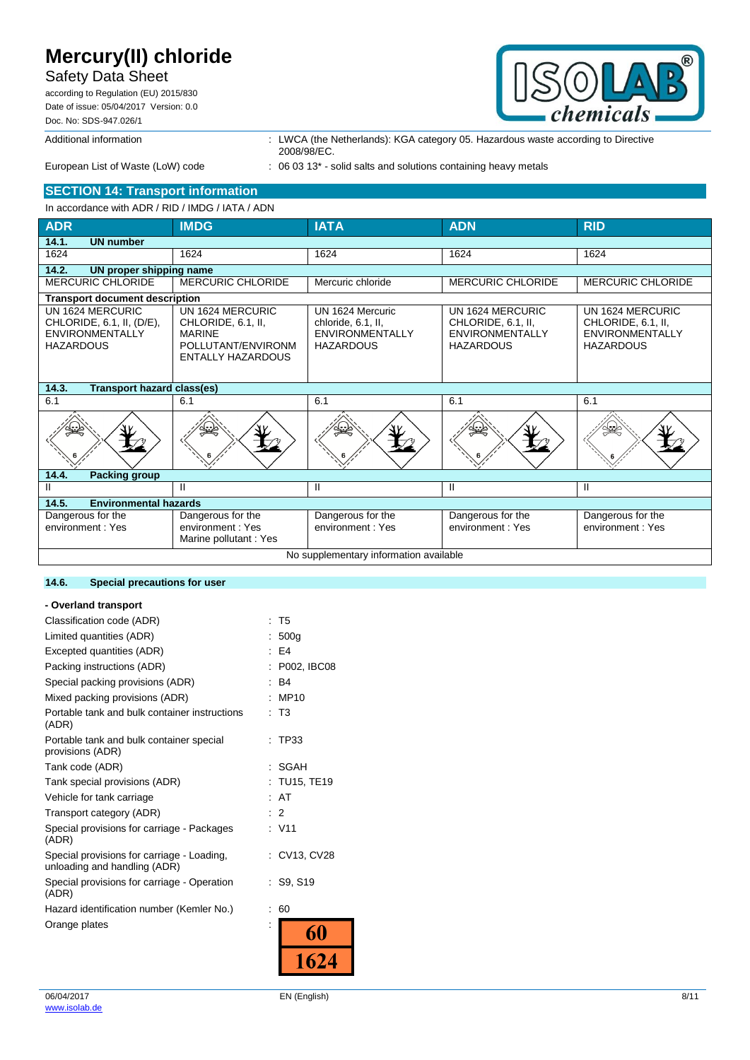Additional information : LWCA (the Netherlands): KGA category 05. Hazardous waste according to Directive 2008/98/EC.

European List of Waste (LoW) code : 06 03 13* - solid salts and solutions containing heavy metals

## SECTION 14: Transport information

In accordance with ADR / RID / IMDG / IATA / ADN

| ADR | IMDG | IATA | ADN | RID |
|---|---|---|---|---|
| **14.1. UN number** | | | | |
| 1624 | 1624 | 1624 | 1624 | 1624 |
| **14.2. UN proper shipping name** | | | | |
| MERCURIC CHLORIDE | MERCURIC CHLORIDE | Mercuric chloride | MERCURIC CHLORIDE | MERCURIC CHLORIDE |
| **Transport document description** | | | | |
| UN 1624 MERCURIC CHLORIDE, 6.1, II, (D/E), ENVIRONMENTALLY HAZARDOUS | UN 1624 MERCURIC CHLORIDE, 6.1, II, MARINE POLLUTANT/ENVIRONMENTALLY HAZARDOUS | UN 1624 Mercuric chloride, 6.1, II, ENVIRONMENTALLY HAZARDOUS | UN 1624 MERCURIC CHLORIDE, 6.1, II, ENVIRONMENTALLY HAZARDOUS | UN 1624 MERCURIC CHLORIDE, 6.1, II, ENVIRONMENTALLY HAZARDOUS |
| **14.3. Transport hazard class(es)** | | | | |
| 6.1 | 6.1 | 6.1 | 6.1 | 6.1 |
| **14.4. Packing group** | | | | |
| II | II | II | II | II |
| **14.5. Environmental hazards** | | | | |
| Dangerous for the environment : Yes | Dangerous for the environment : Yes<br>Marine pollutant : Yes | Dangerous for the environment : Yes | Dangerous for the environment : Yes | Dangerous for the environment : Yes |
| No supplementary information available | | | | |

### 14.6. Special precautions for user

**- Overland transport**

Classification code (ADR) : T5
Limited quantities (ADR) : 500g
Excepted quantities (ADR) : E4
Packing instructions (ADR) : P002, IBC08
Special packing provisions (ADR) : B4
Mixed packing provisions (ADR) : MP10
Portable tank and bulk container instructions (ADR) : T3
Portable tank and bulk container special provisions (ADR) : TP33
Tank code (ADR) : SGAH
Tank special provisions (ADR) : TU15, TE19
Vehicle for tank carriage : AT
Transport category (ADR) : 2
Special provisions for carriage - Packages (ADR) : V11
Special provisions for carriage - Loading, unloading and handling (ADR) : CV13, CV28
Special provisions for carriage - Operation (ADR) : S9, S19
Hazard identification number (Kemler No.) : 60
Orange plates :

| 60 |
|---|
| 1624 |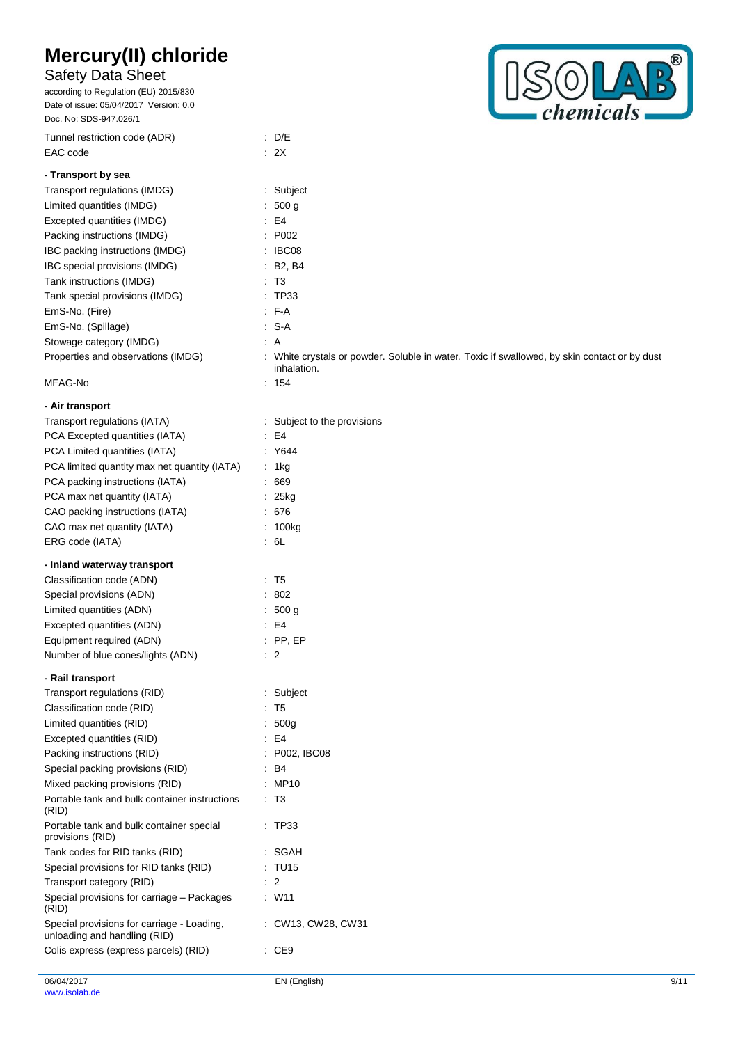| | |
|---|---|
| Tunnel restriction code (ADR) | : D/E |
| EAC code | : 2X |

**- Transport by sea**

| | |
|---|---|
| Transport regulations (IMDG) | : Subject |
| Limited quantities (IMDG) | : 500 g |
| Excepted quantities (IMDG) | : E4 |
| Packing instructions (IMDG) | : P002 |
| IBC packing instructions (IMDG) | : IBC08 |
| IBC special provisions (IMDG) | : B2, B4 |
| Tank instructions (IMDG) | : T3 |
| Tank special provisions (IMDG) | : TP33 |
| EmS-No. (Fire) | : F-A |
| EmS-No. (Spillage) | : S-A |
| Stowage category (IMDG) | : A |
| Properties and observations (IMDG) | : White crystals or powder. Soluble in water. Toxic if swallowed, by skin contact or by dust inhalation. |
| MFAG-No | : 154 |

**- Air transport**

| | |
|---|---|
| Transport regulations (IATA) | : Subject to the provisions |
| PCA Excepted quantities (IATA) | : E4 |
| PCA Limited quantities (IATA) | : Y644 |
| PCA limited quantity max net quantity (IATA) | : 1kg |
| PCA packing instructions (IATA) | : 669 |
| PCA max net quantity (IATA) | : 25kg |
| CAO packing instructions (IATA) | : 676 |
| CAO max net quantity (IATA) | : 100kg |
| ERG code (IATA) | : 6L |

**- Inland waterway transport**

| | |
|---|---|
| Classification code (ADN) | : T5 |
| Special provisions (ADN) | : 802 |
| Limited quantities (ADN) | : 500 g |
| Excepted quantities (ADN) | : E4 |
| Equipment required (ADN) | : PP, EP |
| Number of blue cones/lights (ADN) | : 2 |

**- Rail transport**

| | |
|---|---|
| Transport regulations (RID) | : Subject |
| Classification code (RID) | : T5 |
| Limited quantities (RID) | : 500g |
| Excepted quantities (RID) | : E4 |
| Packing instructions (RID) | : P002, IBC08 |
| Special packing provisions (RID) | : B4 |
| Mixed packing provisions (RID) | : MP10 |
| Portable tank and bulk container instructions (RID) | : T3 |
| Portable tank and bulk container special provisions (RID) | : TP33 |
| Tank codes for RID tanks (RID) | : SGAH |
| Special provisions for RID tanks (RID) | : TU15 |
| Transport category (RID) | : 2 |
| Special provisions for carriage – Packages (RID) | : W11 |
| Special provisions for carriage - Loading, unloading and handling (RID) | : CW13, CW28, CW31 |
| Colis express (express parcels) (RID) | : CE9 |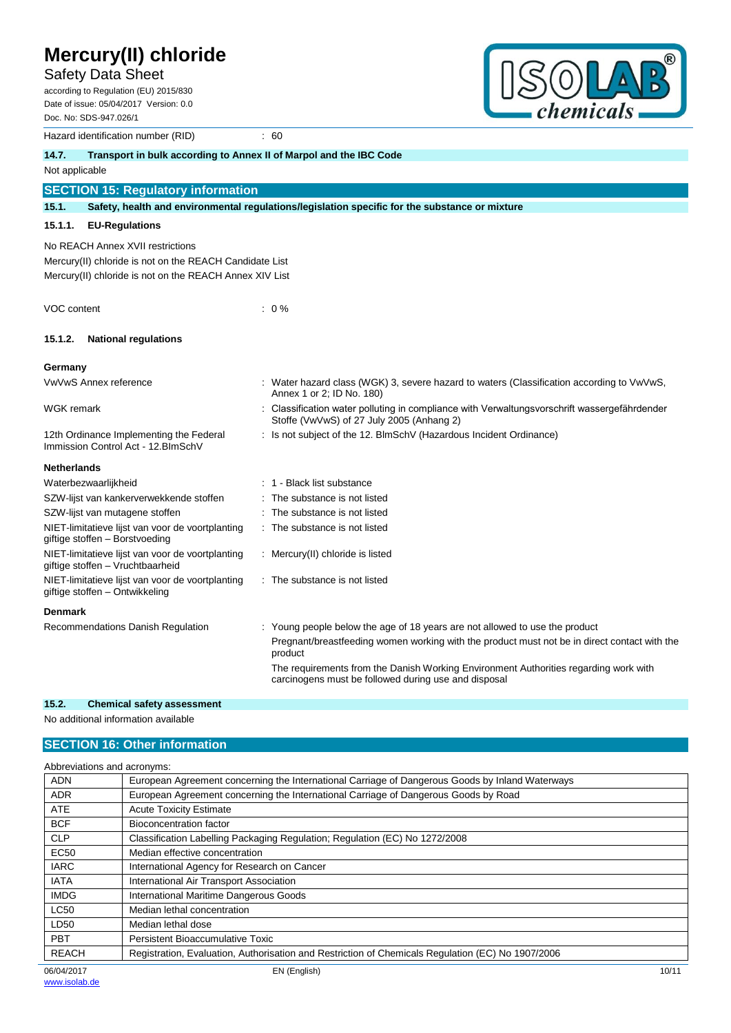Hazard identification number (RID) : 60

### 14.7. Transport in bulk according to Annex II of Marpol and the IBC Code

Not applicable

## SECTION 15: Regulatory information

### 15.1. Safety, health and environmental regulations/legislation specific for the substance or mixture

#### 15.1.1. EU-Regulations

No REACH Annex XVII restrictions

Mercury(II) chloride is not on the REACH Candidate List

Mercury(II) chloride is not on the REACH Annex XIV List

VOC content : 0 %

#### 15.1.2. National regulations

**Germany**

| | |
|---|---|
| VwVwS Annex reference | : Water hazard class (WGK) 3, severe hazard to waters (Classification according to VwVwS, Annex 1 or 2; ID No. 180) |
| WGK remark | : Classification water polluting in compliance with Verwaltungsvorschrift wassergefährdender Stoffe (VwVwS) of 27 July 2005 (Anhang 2) |
| 12th Ordinance Implementing the Federal Immission Control Act - 12.BImSchV | : Is not subject of the 12. BlmSchV (Hazardous Incident Ordinance) |

**Netherlands**

| | |
|---|---|
| Waterbezwaarlijkheid | : 1 - Black list substance |
| SZW-lijst van kankerverwekkende stoffen | : The substance is not listed |
| SZW-lijst van mutagene stoffen | : The substance is not listed |
| NIET-limitatieve lijst van voor de voortplanting giftige stoffen – Borstvoeding | : The substance is not listed |
| NIET-limitatieve lijst van voor de voortplanting giftige stoffen – Vruchtbaarheid | : Mercury(II) chloride is listed |
| NIET-limitatieve lijst van voor de voortplanting giftige stoffen – Ontwikkeling | : The substance is not listed |

**Denmark**

Recommendations Danish Regulation : Young people below the age of 18 years are not allowed to use the product

Pregnant/breastfeeding women working with the product must not be in direct contact with the product

The requirements from the Danish Working Environment Authorities regarding work with carcinogens must be followed during use and disposal

### 15.2. Chemical safety assessment

No additional information available

## SECTION 16: Other information

Abbreviations and acronyms:

| | |
|---|---|
| ADN | European Agreement concerning the International Carriage of Dangerous Goods by Inland Waterways |
| ADR | European Agreement concerning the International Carriage of Dangerous Goods by Road |
| ATE | Acute Toxicity Estimate |
| BCF | Bioconcentration factor |
| CLP | Classification Labelling Packaging Regulation; Regulation (EC) No 1272/2008 |
| EC50 | Median effective concentration |
| IARC | International Agency for Research on Cancer |
| IATA | International Air Transport Association |
| IMDG | International Maritime Dangerous Goods |
| LC50 | Median lethal concentration |
| LD50 | Median lethal dose |
| PBT | Persistent Bioaccumulative Toxic |
| REACH | Registration, Evaluation, Authorisation and Restriction of Chemicals Regulation (EC) No 1907/2006 |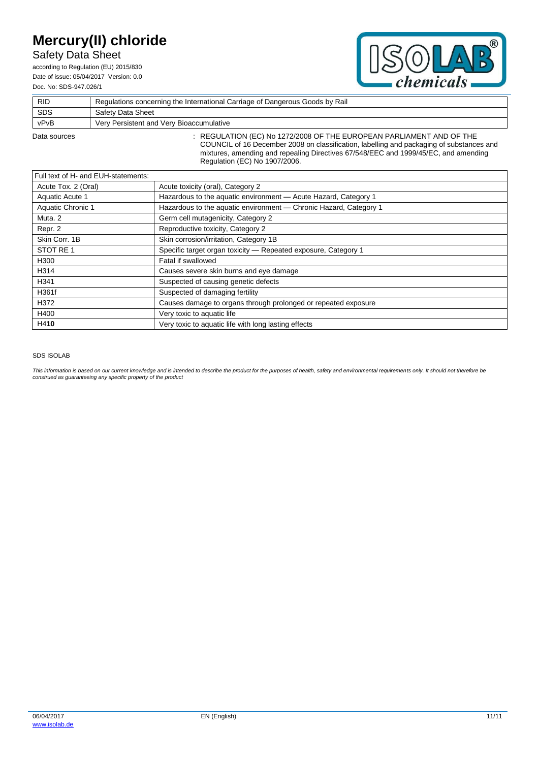| | |
|---|---|
| RID | Regulations concerning the International Carriage of Dangerous Goods by Rail |
| SDS | Safety Data Sheet |
| vPvB | Very Persistent and Very Bioaccumulative |

Data sources : REGULATION (EC) No 1272/2008 OF THE EUROPEAN PARLIAMENT AND OF THE COUNCIL of 16 December 2008 on classification, labelling and packaging of substances and mixtures, amending and repealing Directives 67/548/EEC and 1999/45/EC, and amending Regulation (EC) No 1907/2006.

| Full text of H- and EUH-statements: | |
|---|---|
| Acute Tox. 2 (Oral) | Acute toxicity (oral), Category 2 |
| Aquatic Acute 1 | Hazardous to the aquatic environment — Acute Hazard, Category 1 |
| Aquatic Chronic 1 | Hazardous to the aquatic environment — Chronic Hazard, Category 1 |
| Muta. 2 | Germ cell mutagenicity, Category 2 |
| Repr. 2 | Reproductive toxicity, Category 2 |
| Skin Corr. 1B | Skin corrosion/irritation, Category 1B |
| STOT RE 1 | Specific target organ toxicity — Repeated exposure, Category 1 |
| H300 | Fatal if swallowed |
| H314 | Causes severe skin burns and eye damage |
| H341 | Suspected of causing genetic defects |
| H361f | Suspected of damaging fertility |
| H372 | Causes damage to organs through prolonged or repeated exposure |
| H400 | Very toxic to aquatic life |
| H4**10** | Very toxic to aquatic life with long lasting effects |

SDS ISOLAB

*This information is based on our current knowledge and is intended to describe the product for the purposes of health, safety and environmental requirements only. It should not therefore be construed as guaranteeing any specific property of the product*